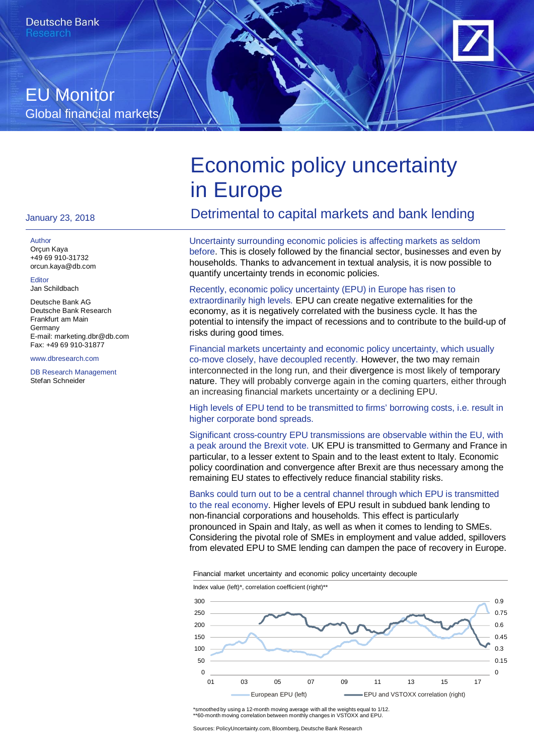Deutsche Bank
Research

EU Monitor
Global financial markets

# Economic policy uncertainty in Europe

## Detrimental to capital markets and bank lending

January 23, 2018

Author
Orçun Kaya
+49 69 910-31732
orcun.kaya@db.com

Editor
Jan Schildbach

Deutsche Bank AG
Deutsche Bank Research
Frankfurt am Main
Germany
E-mail: marketing.dbr@db.com
Fax: +49 69 910-31877

www.dbresearch.com

DB Research Management
Stefan Schneider

Uncertainty surrounding economic policies is affecting markets as seldom before. This is closely followed by the financial sector, businesses and even by households. Thanks to advancement in textual analysis, it is now possible to quantify uncertainty trends in economic policies.

Recently, economic policy uncertainty (EPU) in Europe has risen to extraordinarily high levels. EPU can create negative externalities for the economy, as it is negatively correlated with the business cycle. It has the potential to intensify the impact of recessions and to contribute to the build-up of risks during good times.

Financial markets uncertainty and economic policy uncertainty, which usually co-move closely, have decoupled recently. However, the two may remain interconnected in the long run, and their divergence is most likely of temporary nature. They will probably converge again in the coming quarters, either through an increasing financial markets uncertainty or a declining EPU.

High levels of EPU tend to be transmitted to firms' borrowing costs, i.e. result in higher corporate bond spreads.

Significant cross-country EPU transmissions are observable within the EU, with a peak around the Brexit vote. UK EPU is transmitted to Germany and France in particular, to a lesser extent to Spain and to the least extent to Italy. Economic policy coordination and convergence after Brexit are thus necessary among the remaining EU states to effectively reduce financial stability risks.

Banks could turn out to be a central channel through which EPU is transmitted to the real economy. Higher levels of EPU result in subdued bank lending to non-financial corporations and households. This effect is particularly pronounced in Spain and Italy, as well as when it comes to lending to SMEs. Considering the pivotal role of SMEs in employment and value added, spillovers from elevated EPU to SME lending can dampen the pace of recovery in Europe.

Financial market uncertainty and economic policy uncertainty decouple

Index value (left)*, correlation coefficient (right)**

European EPU (left) — EPU and VSTOXX correlation (right)

*smoothed by using a 12-month moving average with all the weights equal to 1/12.
**60-month moving correlation between monthly changes in VSTOXX and EPU.

Sources: PolicyUncertainty.com, Bloomberg, Deutsche Bank Research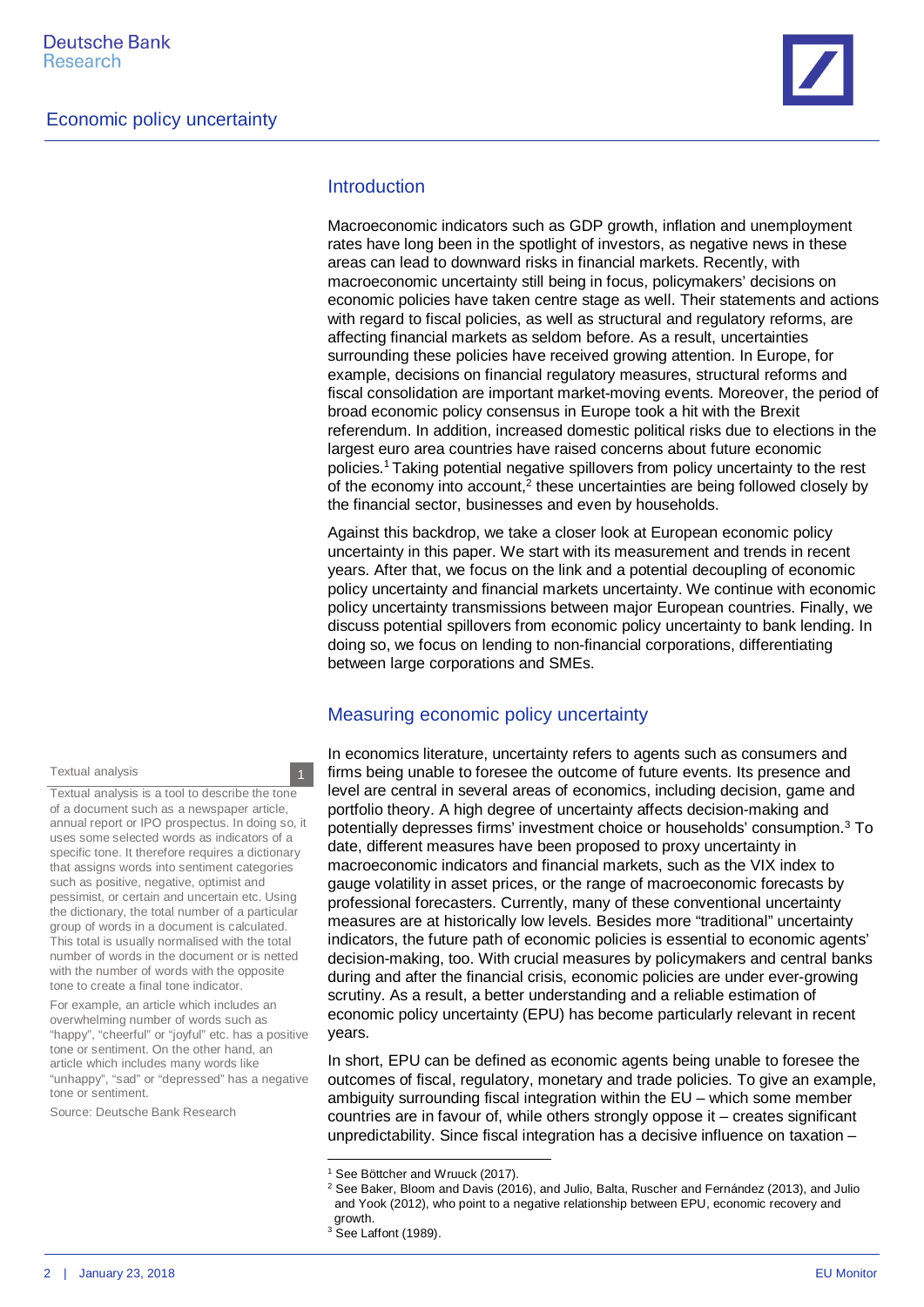## Introduction

Macroeconomic indicators such as GDP growth, inflation and unemployment rates have long been in the spotlight of investors, as negative news in these areas can lead to downward risks in financial markets. Recently, with macroeconomic uncertainty still being in focus, policymakers' decisions on economic policies have taken centre stage as well. Their statements and actions with regard to fiscal policies, as well as structural and regulatory reforms, are affecting financial markets as seldom before. As a result, uncertainties surrounding these policies have received growing attention. In Europe, for example, decisions on financial regulatory measures, structural reforms and fiscal consolidation are important market-moving events. Moreover, the period of broad economic policy consensus in Europe took a hit with the Brexit referendum. In addition, increased domestic political risks due to elections in the largest euro area countries have raised concerns about future economic policies.[1] Taking potential negative spillovers from policy uncertainty to the rest of the economy into account,[2] these uncertainties are being followed closely by the financial sector, businesses and even by households.

Against this backdrop, we take a closer look at European economic policy uncertainty in this paper. We start with its measurement and trends in recent years. After that, we focus on the link and a potential decoupling of economic policy uncertainty and financial markets uncertainty. We continue with economic policy uncertainty transmissions between major European countries. Finally, we discuss potential spillovers from economic policy uncertainty to bank lending. In doing so, we focus on lending to non-financial corporations, differentiating between large corporations and SMEs.

## Measuring economic policy uncertainty

In economics literature, uncertainty refers to agents such as consumers and firms being unable to foresee the outcome of future events. Its presence and level are central in several areas of economics, including decision, game and portfolio theory. A high degree of uncertainty affects decision-making and potentially depresses firms' investment choice or households' consumption.[3] To date, different measures have been proposed to proxy uncertainty in macroeconomic indicators and financial markets, such as the VIX index to gauge volatility in asset prices, or the range of macroeconomic forecasts by professional forecasters. Currently, many of these conventional uncertainty measures are at historically low levels. Besides more "traditional" uncertainty indicators, the future path of economic policies is essential to economic agents' decision-making, too. With crucial measures by policymakers and central banks during and after the financial crisis, economic policies are under ever-growing scrutiny. As a result, a better understanding and a reliable estimation of economic policy uncertainty (EPU) has become particularly relevant in recent years.

In short, EPU can be defined as economic agents being unable to foresee the outcomes of fiscal, regulatory, monetary and trade policies. To give an example, ambiguity surrounding fiscal integration within the EU – which some member countries are in favour of, while others strongly oppose it – creates significant unpredictability. Since fiscal integration has a decisive influence on taxation –

> **Textual analysis** (1)
>
> Textual analysis is a tool to describe the tone of a document such as a newspaper article, annual report or IPO prospectus. In doing so, it uses some selected words as indicators of a specific tone. It therefore requires a dictionary that assigns words into sentiment categories such as positive, negative, optimist and pessimist, or certain and uncertain etc. Using the dictionary, the total number of a particular group of words in a document is calculated. This total is usually normalised with the total number of words in the document or is netted with the number of words with the opposite tone to create a final tone indicator.
>
> For example, an article which includes an overwhelming number of words such as "happy", "cheerful" or "joyful" etc. has a positive tone or sentiment. On the other hand, an article which includes many words like "unhappy", "sad" or "depressed" has a negative tone or sentiment.
>
> Source: Deutsche Bank Research

---

[1] See Böttcher and Wruuck (2017).

[2] See Baker, Bloom and Davis (2016), and Julio, Balta, Ruscher and Fernández (2013), and Julio and Yook (2012), who point to a negative relationship between EPU, economic recovery and growth.

[3] See Laffont (1989).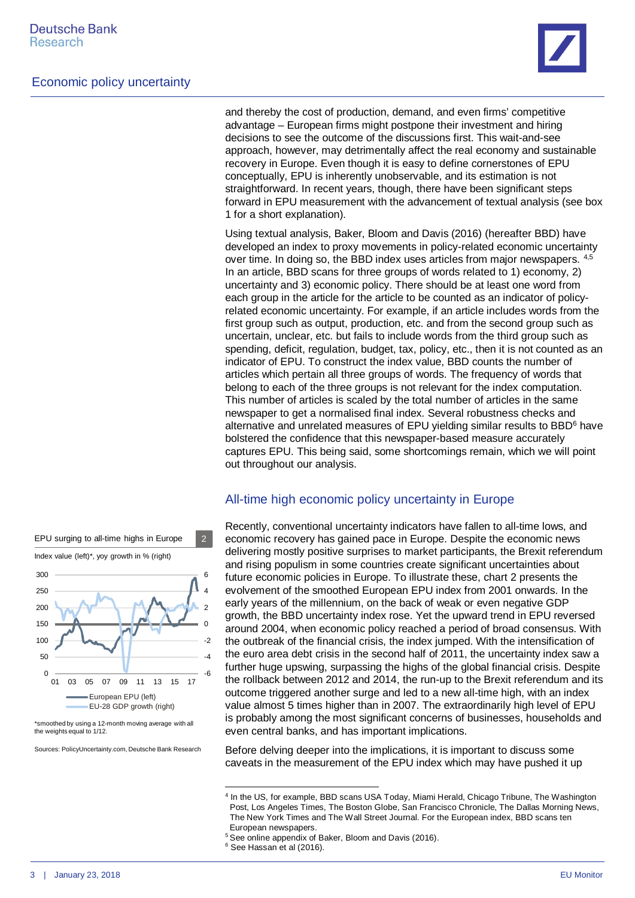and thereby the cost of production, demand, and even firms' competitive advantage – European firms might postpone their investment and hiring decisions to see the outcome of the discussions first. This wait-and-see approach, however, may detrimentally affect the real economy and sustainable recovery in Europe. Even though it is easy to define cornerstones of EPU conceptually, EPU is inherently unobservable, and its estimation is not straightforward. In recent years, though, there have been significant steps forward in EPU measurement with the advancement of textual analysis (see box 1 for a short explanation).

Using textual analysis, Baker, Bloom and Davis (2016) (hereafter BBD) have developed an index to proxy movements in policy-related economic uncertainty over time. In doing so, the BBD index uses articles from major newspapers. [4,5] In an article, BBD scans for three groups of words related to 1) economy, 2) uncertainty and 3) economic policy. There should be at least one word from each group in the article for the article to be counted as an indicator of policy-related economic uncertainty. For example, if an article includes words from the first group such as output, production, etc. and from the second group such as uncertain, unclear, etc. but fails to include words from the third group such as spending, deficit, regulation, budget, tax, policy, etc., then it is not counted as an indicator of EPU. To construct the index value, BBD counts the number of articles which pertain all three groups of words. The frequency of words that belong to each of the three groups is not relevant for the index computation. This number of articles is scaled by the total number of articles in the same newspaper to get a normalised final index. Several robustness checks and alternative and unrelated measures of EPU yielding similar results to BBD[6] have bolstered the confidence that this newspaper-based measure accurately captures EPU. This being said, some shortcomings remain, which we will point out throughout our analysis.

## All-time high economic policy uncertainty in Europe

**EPU surging to all-time highs in Europe** 2

Index value (left)*, yoy growth in % (right)

European EPU (left)
EU-28 GDP growth (right)

*smoothed by using a 12-month moving average with all the weights equal to 1/12.

Sources: PolicyUncertainty.com, Deutsche Bank Research

Recently, conventional uncertainty indicators have fallen to all-time lows, and economic recovery has gained pace in Europe. Despite the economic news delivering mostly positive surprises to market participants, the Brexit referendum and rising populism in some countries create significant uncertainties about future economic policies in Europe. To illustrate these, chart 2 presents the evolvement of the smoothed European EPU index from 2001 onwards. In the early years of the millennium, on the back of weak or even negative GDP growth, the BBD uncertainty index rose. Yet the upward trend in EPU reversed around 2004, when economic policy reached a period of broad consensus. With the outbreak of the financial crisis, the index jumped. With the intensification of the euro area debt crisis in the second half of 2011, the uncertainty index saw a further huge upswing, surpassing the highs of the global financial crisis. Despite the rollback between 2012 and 2014, the run-up to the Brexit referendum and its outcome triggered another surge and led to a new all-time high, with an index value almost 5 times higher than in 2007. The extraordinarily high level of EPU is probably among the most significant concerns of businesses, households and even central banks, and has important implications.

Before delving deeper into the implications, it is important to discuss some caveats in the measurement of the EPU index which may have pushed it up

---

[4] In the US, for example, BBD scans USA Today, Miami Herald, Chicago Tribune, The Washington Post, Los Angeles Times, The Boston Globe, San Francisco Chronicle, The Dallas Morning News, The New York Times and The Wall Street Journal. For the European index, BBD scans ten European newspapers.

[5] See online appendix of Baker, Bloom and Davis (2016).

[6] See Hassan et al (2016).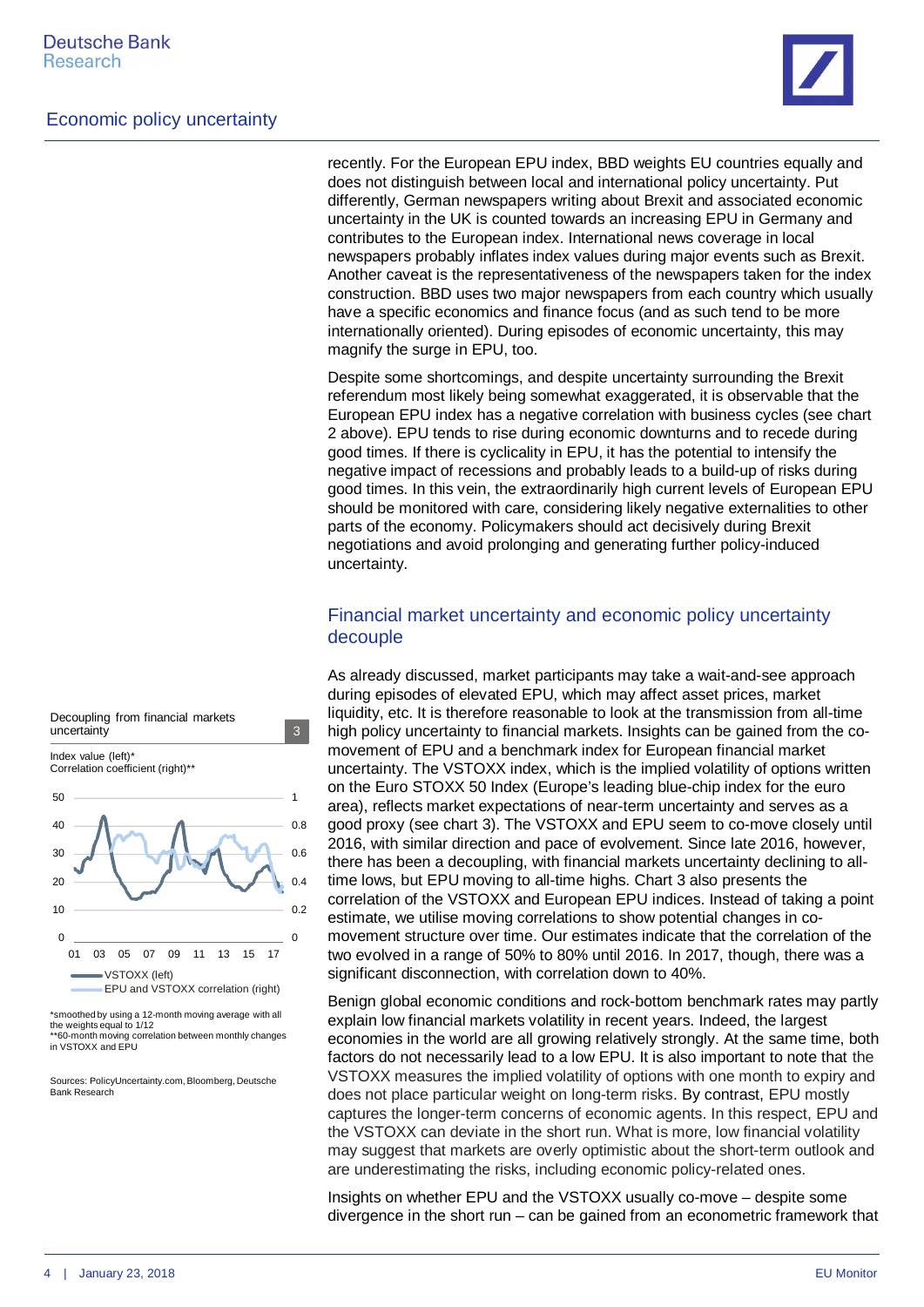recently. For the European EPU index, BBD weights EU countries equally and does not distinguish between local and international policy uncertainty. Put differently, German newspapers writing about Brexit and associated economic uncertainty in the UK is counted towards an increasing EPU in Germany and contributes to the European index. International news coverage in local newspapers probably inflates index values during major events such as Brexit. Another caveat is the representativeness of the newspapers taken for the index construction. BBD uses two major newspapers from each country which usually have a specific economics and finance focus (and as such tend to be more internationally oriented). During episodes of economic uncertainty, this may magnify the surge in EPU, too.

Despite some shortcomings, and despite uncertainty surrounding the Brexit referendum most likely being somewhat exaggerated, it is observable that the European EPU index has a negative correlation with business cycles (see chart 2 above). EPU tends to rise during economic downturns and to recede during good times. If there is cyclicality in EPU, it has the potential to intensify the negative impact of recessions and probably leads to a build-up of risks during good times. In this vein, the extraordinarily high current levels of European EPU should be monitored with care, considering likely negative externalities to other parts of the economy. Policymakers should act decisively during Brexit negotiations and avoid prolonging and generating further policy-induced uncertainty.

## Financial market uncertainty and economic policy uncertainty decouple

**Decoupling from financial markets uncertainty** (Chart 3)

Index value (left)*
Correlation coefficient (right)**

VSTOXX (left)
EPU and VSTOXX correlation (right)

*smoothed by using a 12-month moving average with all the weights equal to 1/12
**60-month moving correlation between monthly changes in VSTOXX and EPU

Sources: PolicyUncertainty.com, Bloomberg, Deutsche Bank Research

As already discussed, market participants may take a wait-and-see approach during episodes of elevated EPU, which may affect asset prices, market liquidity, etc. It is therefore reasonable to look at the transmission from all-time high policy uncertainty to financial markets. Insights can be gained from the co-movement of EPU and a benchmark index for European financial market uncertainty. The VSTOXX index, which is the implied volatility of options written on the Euro STOXX 50 Index (Europe's leading blue-chip index for the euro area), reflects market expectations of near-term uncertainty and serves as a good proxy (see chart 3). The VSTOXX and EPU seem to co-move closely until 2016, with similar direction and pace of evolvement. Since late 2016, however, there has been a decoupling, with financial markets uncertainty declining to all-time lows, but EPU moving to all-time highs. Chart 3 also presents the correlation of the VSTOXX and European EPU indices. Instead of taking a point estimate, we utilise moving correlations to show potential changes in co-movement structure over time. Our estimates indicate that the correlation of the two evolved in a range of 50% to 80% until 2016. In 2017, though, there was a significant disconnection, with correlation down to 40%.

Benign global economic conditions and rock-bottom benchmark rates may partly explain low financial markets volatility in recent years. Indeed, the largest economies in the world are all growing relatively strongly. At the same time, both factors do not necessarily lead to a low EPU. It is also important to note that the VSTOXX measures the implied volatility of options with one month to expiry and does not place particular weight on long-term risks. By contrast, EPU mostly captures the longer-term concerns of economic agents. In this respect, EPU and the VSTOXX can deviate in the short run. What is more, low financial volatility may suggest that markets are overly optimistic about the short-term outlook and are underestimating the risks, including economic policy-related ones.

Insights on whether EPU and the VSTOXX usually co-move – despite some divergence in the short run – can be gained from an econometric framework that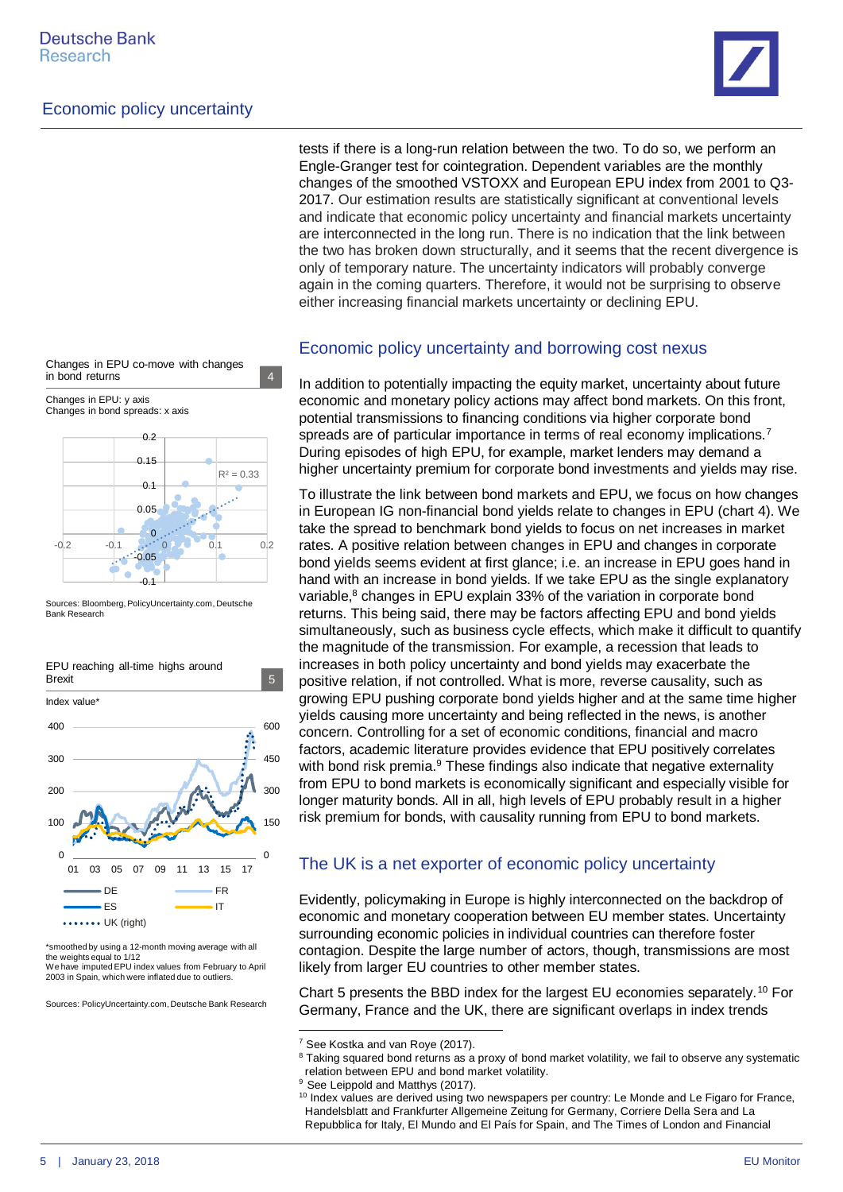tests if there is a long-run relation between the two. To do so, we perform an Engle-Granger test for cointegration. Dependent variables are the monthly changes of the smoothed VSTOXX and European EPU index from 2001 to Q3-2017. Our estimation results are statistically significant at conventional levels and indicate that economic policy uncertainty and financial markets uncertainty are interconnected in the long run. There is no indication that the link between the two has broken down structurally, and it seems that the recent divergence is only of temporary nature. The uncertainty indicators will probably converge again in the coming quarters. Therefore, it would not be surprising to observe either increasing financial markets uncertainty or declining EPU.

## Economic policy uncertainty and borrowing cost nexus

In addition to potentially impacting the equity market, uncertainty about future economic and monetary policy actions may affect bond markets. On this front, potential transmissions to financing conditions via higher corporate bond spreads are of particular importance in terms of real economy implications.[7] During episodes of high EPU, for example, market lenders may demand a higher uncertainty premium for corporate bond investments and yields may rise.

To illustrate the link between bond markets and EPU, we focus on how changes in European IG non-financial bond yields relate to changes in EPU (chart 4). We take the spread to benchmark bond yields to focus on net increases in market rates. A positive relation between changes in EPU and changes in corporate bond yields seems evident at first glance; i.e. an increase in EPU goes hand in hand with an increase in bond yields. If we take EPU as the single explanatory variable,[8] changes in EPU explain 33% of the variation in corporate bond returns. This being said, there may be factors affecting EPU and bond yields simultaneously, such as business cycle effects, which make it difficult to quantify the magnitude of the transmission. For example, a recession that leads to increases in both policy uncertainty and bond yields may exacerbate the positive relation, if not controlled. What is more, reverse causality, such as growing EPU pushing corporate bond yields higher and at the same time higher yields causing more uncertainty and being reflected in the news, is another concern. Controlling for a set of economic conditions, financial and macro factors, academic literature provides evidence that EPU positively correlates with bond risk premia.[9] These findings also indicate that negative externality from EPU to bond markets is economically significant and especially visible for longer maturity bonds. All in all, high levels of EPU probably result in a higher risk premium for bonds, with causality running from EPU to bond markets.

**Changes in EPU co-move with changes in bond returns** (4)

Changes in EPU: y axis
Changes in bond spreads: x axis

$R^2 = 0.33$

Sources: Bloomberg, PolicyUncertainty.com, Deutsche Bank Research

**EPU reaching all-time highs around Brexit** (5)

Index value*

DE, FR, ES, IT, UK (right)

*smoothed by using a 12-month moving average with all the weights equal to 1/12
We have imputed EPU index values from February to April 2003 in Spain, which were inflated due to outliers.

Sources: PolicyUncertainty.com, Deutsche Bank Research

## The UK is a net exporter of economic policy uncertainty

Evidently, policymaking in Europe is highly interconnected on the backdrop of economic and monetary cooperation between EU member states. Uncertainty surrounding economic policies in individual countries can therefore foster contagion. Despite the large number of actors, though, transmissions are most likely from larger EU countries to other member states.

Chart 5 presents the BBD index for the largest EU economies separately.[10] For Germany, France and the UK, there are significant overlaps in index trends

---

[7] See Kostka and van Roye (2017).
[8] Taking squared bond returns as a proxy of bond market volatility, we fail to observe any systematic relation between EPU and bond market volatility.
[9] See Leippold and Matthys (2017).
[10] Index values are derived using two newspapers per country: Le Monde and Le Figaro for France, Handelsblatt and Frankfurter Allgemeine Zeitung for Germany, Corriere Della Sera and La Repubblica for Italy, El Mundo and El País for Spain, and The Times of London and Financial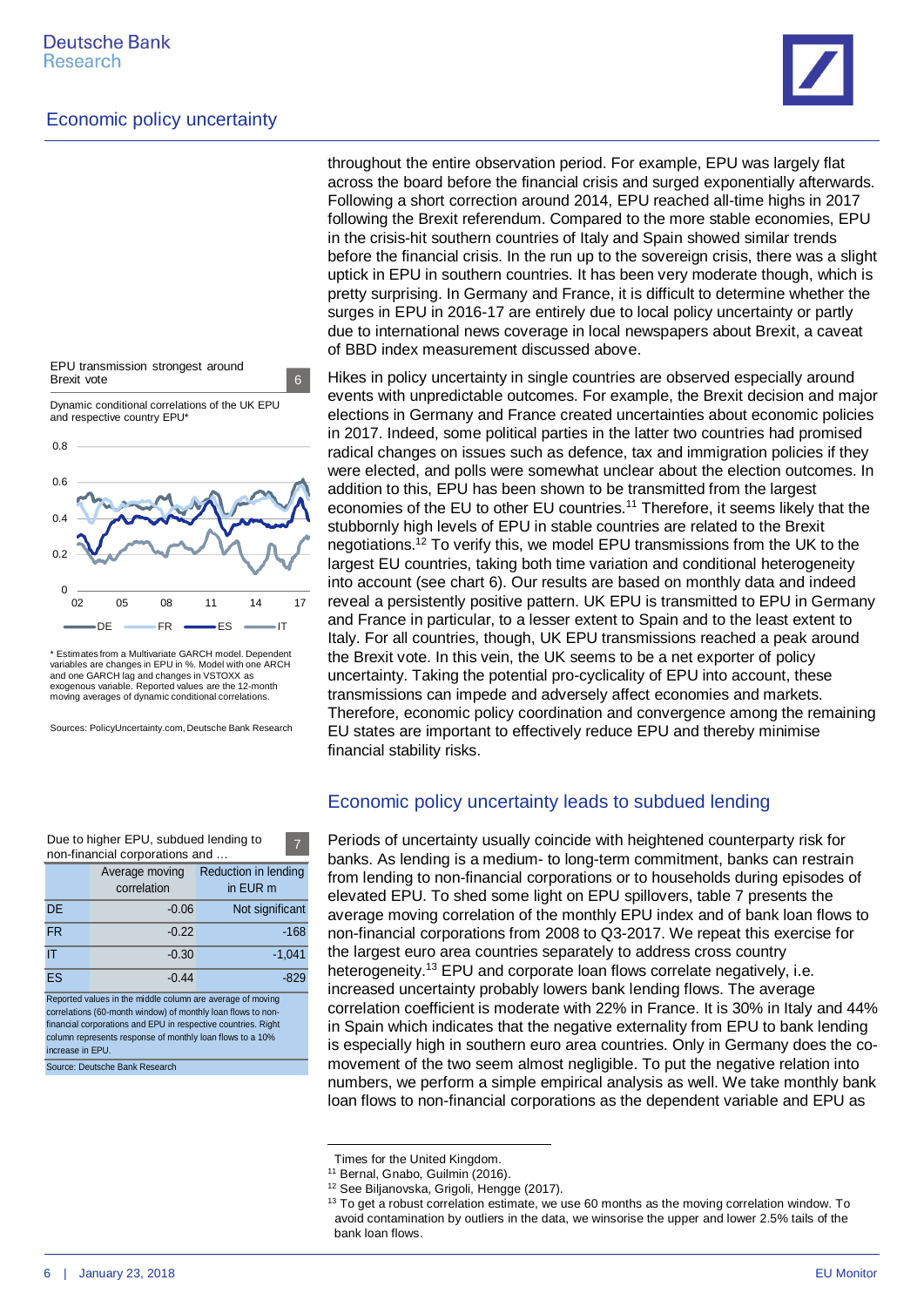throughout the entire observation period. For example, EPU was largely flat across the board before the financial crisis and surged exponentially afterwards. Following a short correction around 2014, EPU reached all-time highs in 2017 following the Brexit referendum. Compared to the more stable economies, EPU in the crisis-hit southern countries of Italy and Spain showed similar trends before the financial crisis. In the run up to the sovereign crisis, there was a slight uptick in EPU in southern countries. It has been very moderate though, which is pretty surprising. In Germany and France, it is difficult to determine whether the surges in EPU in 2016-17 are entirely due to local policy uncertainty or partly due to international news coverage in local newspapers about Brexit, a caveat of BBD index measurement discussed above.

Hikes in policy uncertainty in single countries are observed especially around events with unpredictable outcomes. For example, the Brexit decision and major elections in Germany and France created uncertainties about economic policies in 2017. Indeed, some political parties in the latter two countries had promised radical changes on issues such as defence, tax and immigration policies if they were elected, and polls were somewhat unclear about the election outcomes. In addition to this, EPU has been shown to be transmitted from the largest economies of the EU to other EU countries.[11] Therefore, it seems likely that the stubbornly high levels of EPU in stable countries are related to the Brexit negotiations.[12] To verify this, we model EPU transmissions from the UK to the largest EU countries, taking both time variation and conditional heterogeneity into account (see chart 6). Our results are based on monthly data and indeed reveal a persistently positive pattern. UK EPU is transmitted to EPU in Germany and France in particular, to a lesser extent to Spain and to the least extent to Italy. For all countries, though, UK EPU transmissions reached a peak around the Brexit vote. In this vein, the UK seems to be a net exporter of policy uncertainty. Taking the potential pro-cyclicality of EPU into account, these transmissions can impede and adversely affect economies and markets. Therefore, economic policy coordination and convergence among the remaining EU states are important to effectively reduce EPU and thereby minimise financial stability risks.

**EPU transmission strongest around Brexit vote** (6)

Dynamic conditional correlations of the UK EPU and respective country EPU*

Legend: DE, FR, ES, IT (y-axis 0 to 0.8; x-axis 02 to 17)

\* Estimates from a Multivariate GARCH model. Dependent variables are changes in EPU in %. Model with one ARCH and one GARCH lag and changes in VSTOXX as exogenous variable. Reported values are the 12-month moving averages of dynamic conditional correlations.

Sources: PolicyUncertainty.com, Deutsche Bank Research

## Economic policy uncertainty leads to subdued lending

Periods of uncertainty usually coincide with heightened counterparty risk for banks. As lending is a medium- to long-term commitment, banks can restrain from lending to non-financial corporations or to households during episodes of elevated EPU. To shed some light on EPU spillovers, table 7 presents the average moving correlation of the monthly EPU index and of bank loan flows to non-financial corporations from 2008 to Q3-2017. We repeat this exercise for the largest euro area countries separately to address cross country heterogeneity.[13] EPU and corporate loan flows correlate negatively, i.e. increased uncertainty probably lowers bank lending flows. The average correlation coefficient is moderate with 22% in France. It is 30% in Italy and 44% in Spain which indicates that the negative externality from EPU to bank lending is especially high in southern euro area countries. Only in Germany does the co-movement of the two seem almost negligible. To put the negative relation into numbers, we perform a simple empirical analysis as well. We take monthly bank loan flows to non-financial corporations as the dependent variable and EPU as

**Due to higher EPU, subdued lending to non-financial corporations and ...** (7)

| | Average moving correlation | Reduction in lending in EUR m |
|---|---|---|
| DE | -0.06 | Not significant |
| FR | -0.22 | -168 |
| IT | -0.30 | -1,041 |
| ES | -0.44 | -829 |

Reported values in the middle column are average of moving correlations (60-month window) of monthly loan flows to non-financial corporations and EPU in respective countries. Right column represents response of monthly loan flows to a 10% increase in EPU.

Source: Deutsche Bank Research

Times for the United Kingdom.

[11] Bernal, Gnabo, Guilmin (2016).

[12] See Biljanovska, Grigoli, Hengge (2017).

[13] To get a robust correlation estimate, we use 60 months as the moving correlation window. To avoid contamination by outliers in the data, we winsorise the upper and lower 2.5% tails of the bank loan flows.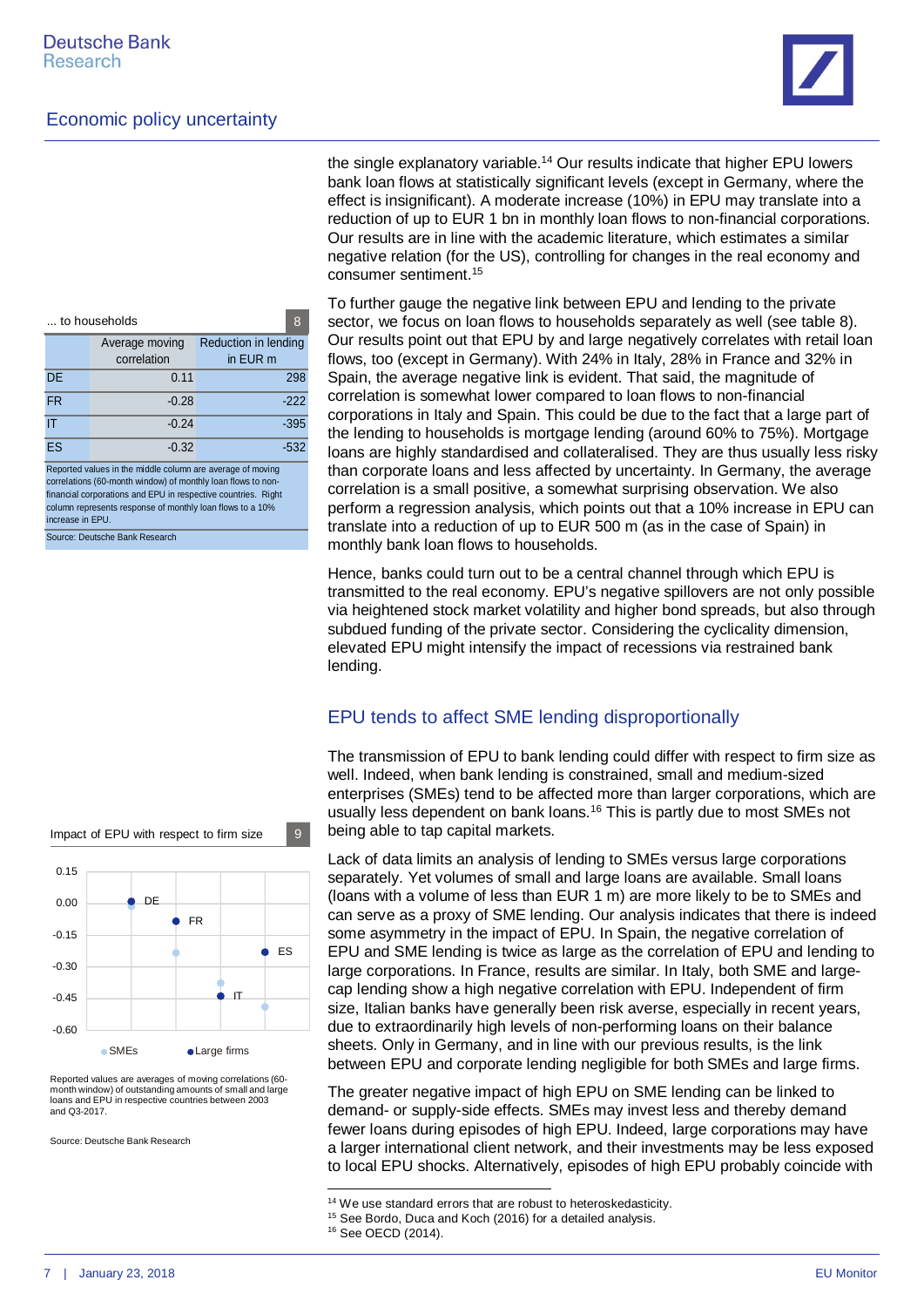the single explanatory variable.[14] Our results indicate that higher EPU lowers bank loan flows at statistically significant levels (except in Germany, where the effect is insignificant). A moderate increase (10%) in EPU may translate into a reduction of up to EUR 1 bn in monthly loan flows to non-financial corporations. Our results are in line with the academic literature, which estimates a similar negative relation (for the US), controlling for changes in the real economy and consumer sentiment.[15]

... to households 8

| | Average moving correlation | Reduction in lending in EUR m |
|---|---|---|
| DE | 0.11 | 298 |
| FR | -0.28 | -222 |
| IT | -0.24 | -395 |
| ES | -0.32 | -532 |

Reported values in the middle column are average of moving correlations (60-month window) of monthly loan flows to non-financial corporations and EPU in respective countries. Right column represents response of monthly loan flows to a 10% increase in EPU.

Source: Deutsche Bank Research

To further gauge the negative link between EPU and lending to the private sector, we focus on loan flows to households separately as well (see table 8). Our results point out that EPU by and large negatively correlates with retail loan flows, too (except in Germany). With 24% in Italy, 28% in France and 32% in Spain, the average negative link is evident. That said, the magnitude of correlation is somewhat lower compared to loan flows to non-financial corporations in Italy and Spain. This could be due to the fact that a large part of the lending to households is mortgage lending (around 60% to 75%). Mortgage loans are highly standardised and collateralised. They are thus usually less risky than corporate loans and less affected by uncertainty. In Germany, the average correlation is a small positive, a somewhat surprising observation. We also perform a regression analysis, which points out that a 10% increase in EPU can translate into a reduction of up to EUR 500 m (as in the case of Spain) in monthly bank loan flows to households.

Hence, banks could turn out to be a central channel through which EPU is transmitted to the real economy. EPU's negative spillovers are not only possible via heightened stock market volatility and higher bond spreads, but also through subdued funding of the private sector. Considering the cyclicality dimension, elevated EPU might intensify the impact of recessions via restrained bank lending.

## EPU tends to affect SME lending disproportionally

The transmission of EPU to bank lending could differ with respect to firm size as well. Indeed, when bank lending is constrained, small and medium-sized enterprises (SMEs) tend to be affected more than larger corporations, which are usually less dependent on bank loans.[16] This is partly due to most SMEs not being able to tap capital markets.

Impact of EPU with respect to firm size 9

| | SMEs | Large firms |
|---|---|---|
| DE | ≈ -0.02 | ≈ 0.00 |
| FR | ≈ -0.24 | ≈ -0.09 |
| IT | ≈ -0.38 | ≈ -0.45 |
| ES | ≈ -0.50 | ≈ -0.24 |

Reported values are averages of moving correlations (60-month window) of outstanding amounts of small and large loans and EPU in respective countries between 2003 and Q3-2017.

Source: Deutsche Bank Research

Lack of data limits an analysis of lending to SMEs versus large corporations separately. Yet volumes of small and large loans are available. Small loans (loans with a volume of less than EUR 1 m) are more likely to be to SMEs and can serve as a proxy of SME lending. Our analysis indicates that there is indeed some asymmetry in the impact of EPU. In Spain, the negative correlation of EPU and SME lending is twice as large as the correlation of EPU and lending to large corporations. In France, results are similar. In Italy, both SME and large-cap lending show a high negative correlation with EPU. Independent of firm size, Italian banks have generally been risk averse, especially in recent years, due to extraordinarily high levels of non-performing loans on their balance sheets. Only in Germany, and in line with our previous results, is the link between EPU and corporate lending negligible for both SMEs and large firms.

The greater negative impact of high EPU on SME lending can be linked to demand- or supply-side effects. SMEs may invest less and thereby demand fewer loans during episodes of high EPU. Indeed, large corporations may have a larger international client network, and their investments may be less exposed to local EPU shocks. Alternatively, episodes of high EPU probably coincide with

[14] We use standard errors that are robust to heteroskedasticity.

[15] See Bordo, Duca and Koch (2016) for a detailed analysis.

[16] See OECD (2014).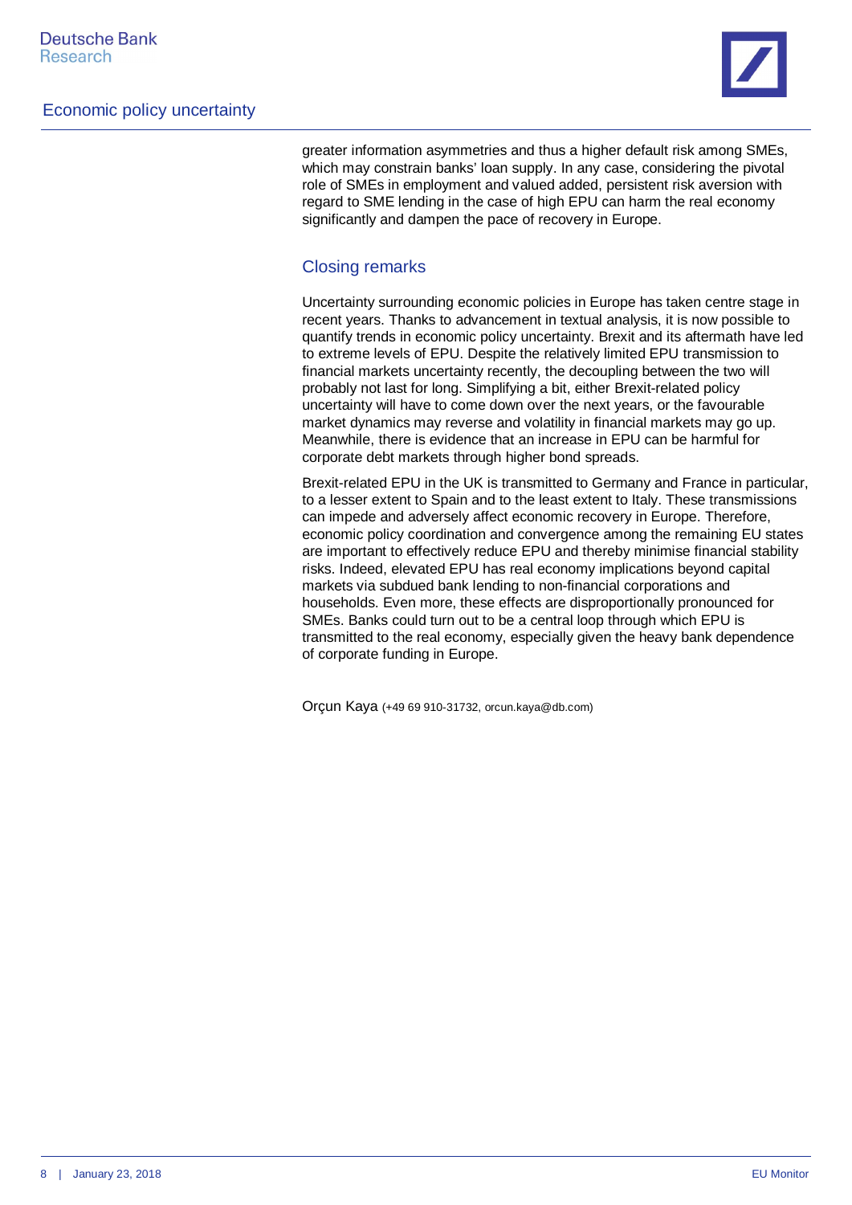greater information asymmetries and thus a higher default risk among SMEs, which may constrain banks' loan supply. In any case, considering the pivotal role of SMEs in employment and valued added, persistent risk aversion with regard to SME lending in the case of high EPU can harm the real economy significantly and dampen the pace of recovery in Europe.

## Closing remarks

Uncertainty surrounding economic policies in Europe has taken centre stage in recent years. Thanks to advancement in textual analysis, it is now possible to quantify trends in economic policy uncertainty. Brexit and its aftermath have led to extreme levels of EPU. Despite the relatively limited EPU transmission to financial markets uncertainty recently, the decoupling between the two will probably not last for long. Simplifying a bit, either Brexit-related policy uncertainty will have to come down over the next years, or the favourable market dynamics may reverse and volatility in financial markets may go up. Meanwhile, there is evidence that an increase in EPU can be harmful for corporate debt markets through higher bond spreads.

Brexit-related EPU in the UK is transmitted to Germany and France in particular, to a lesser extent to Spain and to the least extent to Italy. These transmissions can impede and adversely affect economic recovery in Europe. Therefore, economic policy coordination and convergence among the remaining EU states are important to effectively reduce EPU and thereby minimise financial stability risks. Indeed, elevated EPU has real economy implications beyond capital markets via subdued bank lending to non-financial corporations and households. Even more, these effects are disproportionally pronounced for SMEs. Banks could turn out to be a central loop through which EPU is transmitted to the real economy, especially given the heavy bank dependence of corporate funding in Europe.

Orçun Kaya (+49 69 910-31732, orcun.kaya@db.com)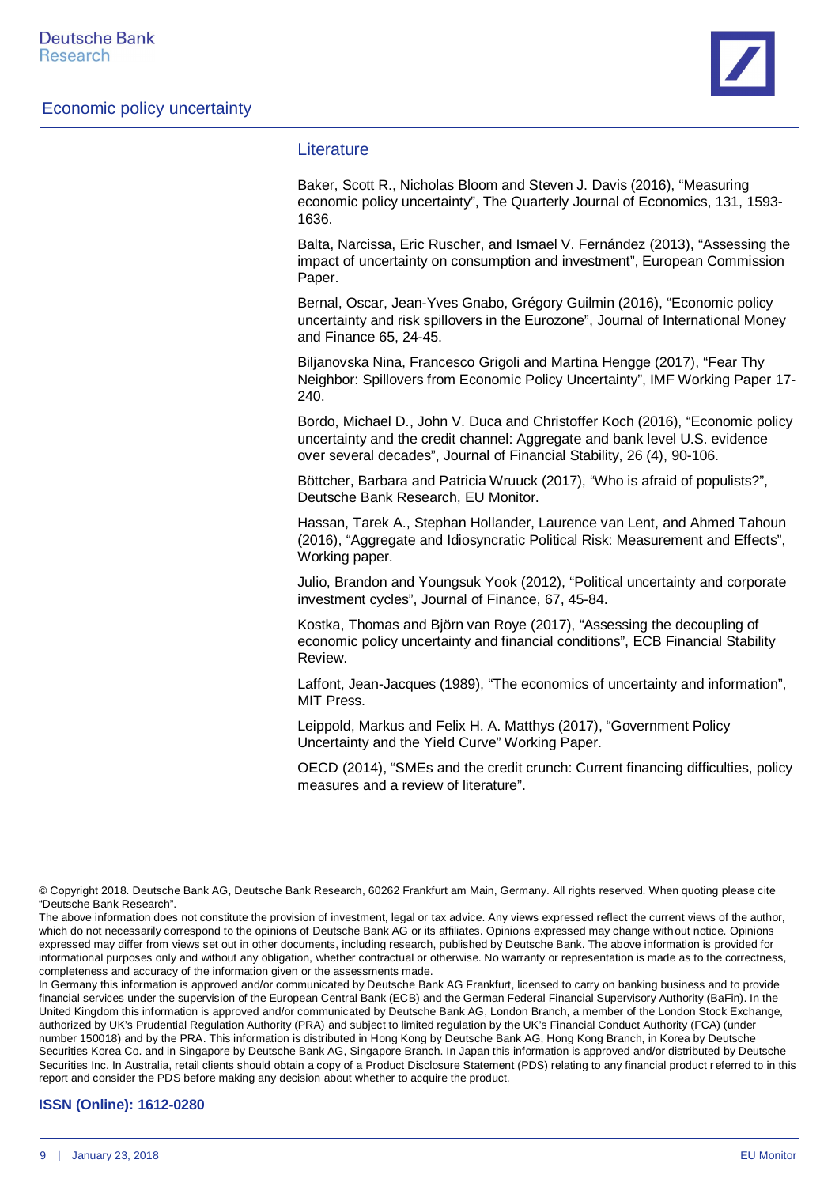## Literature

Baker, Scott R., Nicholas Bloom and Steven J. Davis (2016), "Measuring economic policy uncertainty", The Quarterly Journal of Economics, 131, 1593-1636.

Balta, Narcissa, Eric Ruscher, and Ismael V. Fernández (2013), "Assessing the impact of uncertainty on consumption and investment", European Commission Paper.

Bernal, Oscar, Jean-Yves Gnabo, Grégory Guilmin (2016), "Economic policy uncertainty and risk spillovers in the Eurozone", Journal of International Money and Finance 65, 24-45.

Biljanovska Nina, Francesco Grigoli and Martina Hengge (2017), "Fear Thy Neighbor: Spillovers from Economic Policy Uncertainty", IMF Working Paper 17-240.

Bordo, Michael D., John V. Duca and Christoffer Koch (2016), "Economic policy uncertainty and the credit channel: Aggregate and bank level U.S. evidence over several decades", Journal of Financial Stability, 26 (4), 90-106.

Böttcher, Barbara and Patricia Wruuck (2017), "Who is afraid of populists?", Deutsche Bank Research, EU Monitor.

Hassan, Tarek A., Stephan Hollander, Laurence van Lent, and Ahmed Tahoun (2016), "Aggregate and Idiosyncratic Political Risk: Measurement and Effects", Working paper.

Julio, Brandon and Youngsuk Yook (2012), "Political uncertainty and corporate investment cycles", Journal of Finance, 67, 45-84.

Kostka, Thomas and Björn van Roye (2017), "Assessing the decoupling of economic policy uncertainty and financial conditions", ECB Financial Stability Review.

Laffont, Jean-Jacques (1989), "The economics of uncertainty and information", MIT Press.

Leippold, Markus and Felix H. A. Matthys (2017), "Government Policy Uncertainty and the Yield Curve" Working Paper.

OECD (2014), "SMEs and the credit crunch: Current financing difficulties, policy measures and a review of literature".

© Copyright 2018. Deutsche Bank AG, Deutsche Bank Research, 60262 Frankfurt am Main, Germany. All rights reserved. When quoting please cite "Deutsche Bank Research".

The above information does not constitute the provision of investment, legal or tax advice. Any views expressed reflect the current views of the author, which do not necessarily correspond to the opinions of Deutsche Bank AG or its affiliates. Opinions expressed may change without notice. Opinions expressed may differ from views set out in other documents, including research, published by Deutsche Bank. The above information is provided for informational purposes only and without any obligation, whether contractual or otherwise. No warranty or representation is made as to the correctness, completeness and accuracy of the information given or the assessments made.

In Germany this information is approved and/or communicated by Deutsche Bank AG Frankfurt, licensed to carry on banking business and to provide financial services under the supervision of the European Central Bank (ECB) and the German Federal Financial Supervisory Authority (BaFin). In the United Kingdom this information is approved and/or communicated by Deutsche Bank AG, London Branch, a member of the London Stock Exchange, authorized by UK's Prudential Regulation Authority (PRA) and subject to limited regulation by the UK's Financial Conduct Authority (FCA) (under number 150018) and by the PRA. This information is distributed in Hong Kong by Deutsche Bank AG, Hong Kong Branch, in Korea by Deutsche Securities Korea Co. and in Singapore by Deutsche Bank AG, Singapore Branch. In Japan this information is approved and/or distributed by Deutsche Securities Inc. In Australia, retail clients should obtain a copy of a Product Disclosure Statement (PDS) relating to any financial product referred to in this report and consider the PDS before making any decision about whether to acquire the product.

**ISSN (Online): 1612-0280**